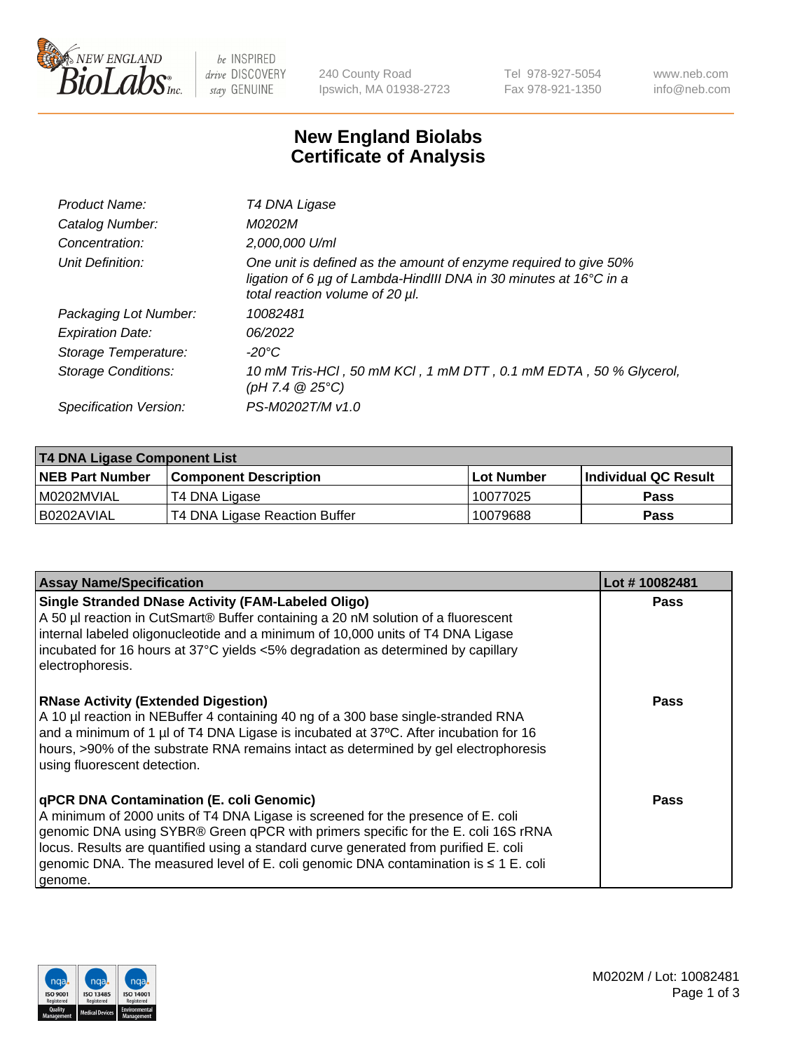New England Biolabs
240 County Road
Ipswich, MA 01938-2723
Tel 978-927-5054
Fax 978-921-1350
www.neb.com
info@neb.com

# New England Biolabs Certificate of Analysis

| | |
|---|---|
| *Product Name:* | *T4 DNA Ligase* |
| *Catalog Number:* | *M0202M* |
| *Concentration:* | *2,000,000 U/ml* |
| *Unit Definition:* | *One unit is defined as the amount of enzyme required to give 50% ligation of 6 µg of Lambda-HindIII DNA in 30 minutes at 16°C in a total reaction volume of 20 µl.* |
| *Packaging Lot Number:* | *10082481* |
| *Expiration Date:* | *06/2022* |
| *Storage Temperature:* | *-20°C* |
| *Storage Conditions:* | *10 mM Tris-HCl , 50 mM KCl , 1 mM DTT , 0.1 mM EDTA , 50 % Glycerol, (pH 7.4 @ 25°C)* |
| *Specification Version:* | *PS-M0202T/M v1.0* |

| T4 DNA Ligase Component List | | | |
|---|---|---|---|
| **NEB Part Number** | **Component Description** | **Lot Number** | **Individual QC Result** |
| M0202MVIAL | T4 DNA Ligase | 10077025 | Pass |
| B0202AVIAL | T4 DNA Ligase Reaction Buffer | 10079688 | Pass |

| Assay Name/Specification | Lot # 10082481 |
|---|---|
| **Single Stranded DNase Activity (FAM-Labeled Oligo)** A 50 µl reaction in CutSmart® Buffer containing a 20 nM solution of a fluorescent internal labeled oligonucleotide and a minimum of 10,000 units of T4 DNA Ligase incubated for 16 hours at 37°C yields <5% degradation as determined by capillary electrophoresis. | Pass |
| **RNase Activity (Extended Digestion)** A 10 µl reaction in NEBuffer 4 containing 40 ng of a 300 base single-stranded RNA and a minimum of 1 µl of T4 DNA Ligase is incubated at 37ºC. After incubation for 16 hours, >90% of the substrate RNA remains intact as determined by gel electrophoresis using fluorescent detection. | Pass |
| **qPCR DNA Contamination (E. coli Genomic)** A minimum of 2000 units of T4 DNA Ligase is screened for the presence of E. coli genomic DNA using SYBR® Green qPCR with primers specific for the E. coli 16S rRNA locus. Results are quantified using a standard curve generated from purified E. coli genomic DNA. The measured level of E. coli genomic DNA contamination is ≤ 1 E. coli genome. | Pass |

M0202M / Lot: 10082481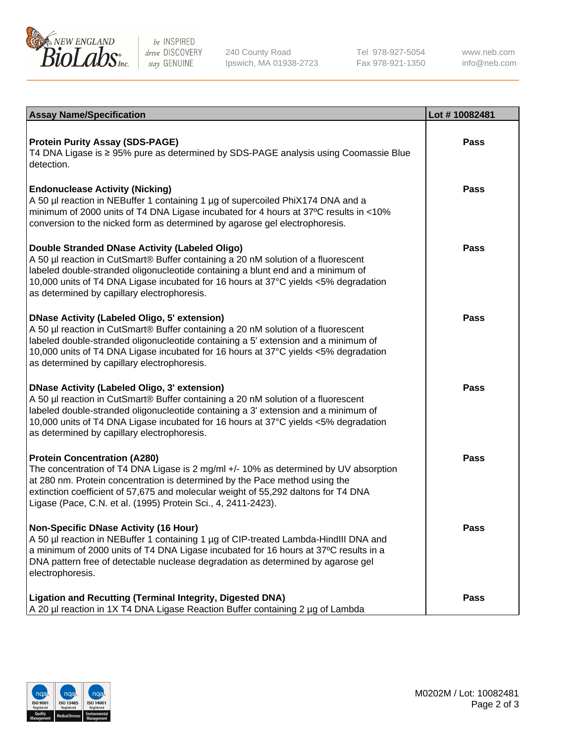| Assay Name/Specification | Lot # 10082481 |
| --- | --- |
| **Protein Purity Assay (SDS-PAGE)**<br>T4 DNA Ligase is ≥ 95% pure as determined by SDS-PAGE analysis using Coomassie Blue detection. | Pass |
| **Endonuclease Activity (Nicking)**<br>A 50 µl reaction in NEBuffer 1 containing 1 µg of supercoiled PhiX174 DNA and a minimum of 2000 units of T4 DNA Ligase incubated for 4 hours at 37ºC results in <10% conversion to the nicked form as determined by agarose gel electrophoresis. | Pass |
| **Double Stranded DNase Activity (Labeled Oligo)**<br>A 50 µl reaction in CutSmart® Buffer containing a 20 nM solution of a fluorescent labeled double-stranded oligonucleotide containing a blunt end and a minimum of 10,000 units of T4 DNA Ligase incubated for 16 hours at 37°C yields <5% degradation as determined by capillary electrophoresis. | Pass |
| **DNase Activity (Labeled Oligo, 5' extension)**<br>A 50 µl reaction in CutSmart® Buffer containing a 20 nM solution of a fluorescent labeled double-stranded oligonucleotide containing a 5' extension and a minimum of 10,000 units of T4 DNA Ligase incubated for 16 hours at 37°C yields <5% degradation as determined by capillary electrophoresis. | Pass |
| **DNase Activity (Labeled Oligo, 3' extension)**<br>A 50 µl reaction in CutSmart® Buffer containing a 20 nM solution of a fluorescent labeled double-stranded oligonucleotide containing a 3' extension and a minimum of 10,000 units of T4 DNA Ligase incubated for 16 hours at 37°C yields <5% degradation as determined by capillary electrophoresis. | Pass |
| **Protein Concentration (A280)**<br>The concentration of T4 DNA Ligase is 2 mg/ml +/- 10% as determined by UV absorption at 280 nm. Protein concentration is determined by the Pace method using the extinction coefficient of 57,675 and molecular weight of 55,292 daltons for T4 DNA Ligase (Pace, C.N. et al. (1995) Protein Sci., 4, 2411-2423). | Pass |
| **Non-Specific DNase Activity (16 Hour)**<br>A 50 µl reaction in NEBuffer 1 containing 1 µg of CIP-treated Lambda-HindIII DNA and a minimum of 2000 units of T4 DNA Ligase incubated for 16 hours at 37ºC results in a DNA pattern free of detectable nuclease degradation as determined by agarose gel electrophoresis. | Pass |
| **Ligation and Recutting (Terminal Integrity, Digested DNA)**<br>A 20 µl reaction in 1X T4 DNA Ligase Reaction Buffer containing 2 µg of Lambda | Pass |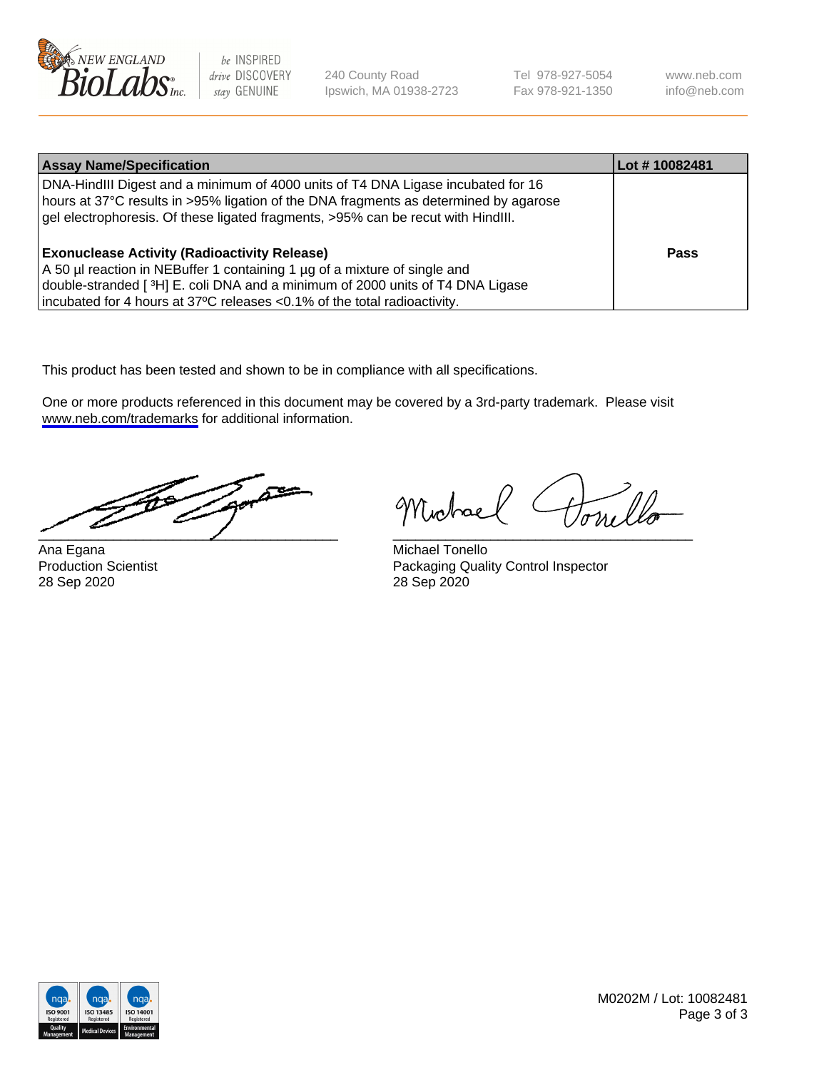| Assay Name/Specification | Lot # 10082481 |
| --- | --- |
| DNA-HindIII Digest and a minimum of 4000 units of T4 DNA Ligase incubated for 16 hours at 37°C results in >95% ligation of the DNA fragments as determined by agarose gel electrophoresis. Of these ligated fragments, >95% can be recut with HindIII. | |
| **Exonuclease Activity (Radioactivity Release)** A 50 µl reaction in NEBuffer 1 containing 1 µg of a mixture of single and double-stranded [ $^3$H] E. coli DNA and a minimum of 2000 units of T4 DNA Ligase incubated for 4 hours at 37ºC releases <0.1% of the total radioactivity. | **Pass** |

This product has been tested and shown to be in compliance with all specifications.

One or more products referenced in this document may be covered by a 3rd-party trademark. Please visit www.neb.com/trademarks for additional information.

Ana Egana
Production Scientist
28 Sep 2020

Michael Tonello
Packaging Quality Control Inspector
28 Sep 2020

M0202M / Lot: 10082481